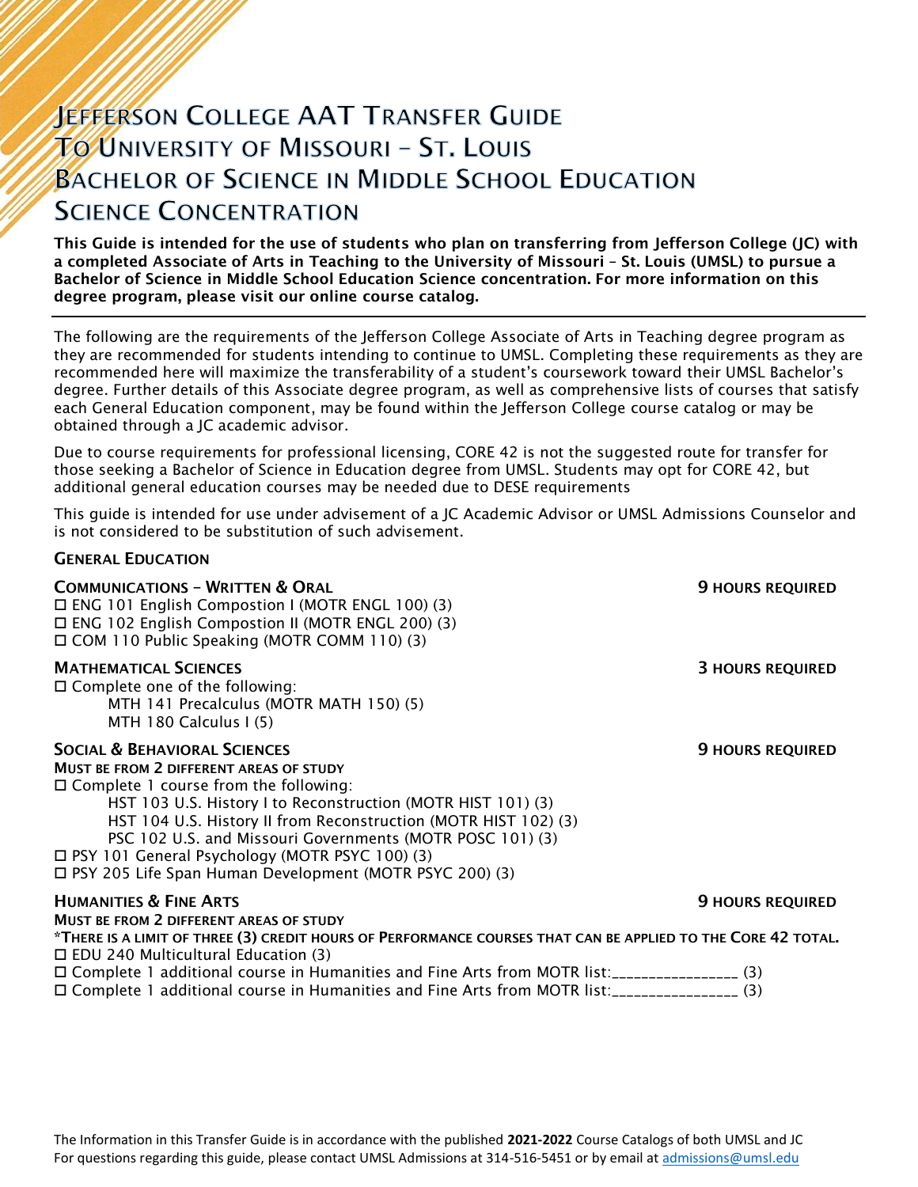# Jefferson College AAT Transfer Guide To University of Missouri – St. Louis Bachelor of Science in Middle School Education Science Concentration

**This Guide is intended for the use of students who plan on transferring from Jefferson College (JC) with a completed Associate of Arts in Teaching to the University of Missouri – St. Louis (UMSL) to pursue a Bachelor of Science in Middle School Education Science concentration. For more information on this degree program, please visit our online course catalog.**

---

The following are the requirements of the Jefferson College Associate of Arts in Teaching degree program as they are recommended for students intending to continue to UMSL. Completing these requirements as they are recommended here will maximize the transferability of a student's coursework toward their UMSL Bachelor's degree. Further details of this Associate degree program, as well as comprehensive lists of courses that satisfy each General Education component, may be found within the Jefferson College course catalog or may be obtained through a JC academic advisor.

Due to course requirements for professional licensing, CORE 42 is not the suggested route for transfer for those seeking a Bachelor of Science in Education degree from UMSL. Students may opt for CORE 42, but additional general education courses may be needed due to DESE requirements

This guide is intended for use under advisement of a JC Academic Advisor or UMSL Admissions Counselor and is not considered to be substitution of such advisement.

## General Education

### Communications – Written & Oral — 9 Hours Required

- ☐ ENG 101 English Compostion I (MOTR ENGL 100) (3)
- ☐ ENG 102 English Compostion II (MOTR ENGL 200) (3)
- ☐ COM 110 Public Speaking (MOTR COMM 110) (3)

### Mathematical Sciences — 3 Hours Required

- ☐ Complete one of the following:
  - MTH 141 Precalculus (MOTR MATH 150) (5)
  - MTH 180 Calculus I (5)

### Social & Behavioral Sciences — 9 Hours Required

**Must be from 2 different areas of study**

- ☐ Complete 1 course from the following:
  - HST 103 U.S. History I to Reconstruction (MOTR HIST 101) (3)
  - HST 104 U.S. History II from Reconstruction (MOTR HIST 102) (3)
  - PSC 102 U.S. and Missouri Governments (MOTR POSC 101) (3)
- ☐ PSY 101 General Psychology (MOTR PSYC 100) (3)
- ☐ PSY 205 Life Span Human Development (MOTR PSYC 200) (3)

### Humanities & Fine Arts — 9 Hours Required

**Must be from 2 different areas of study**

***There is a limit of three (3) credit hours of Performance courses that can be applied to the Core 42 total.**

- ☐ EDU 240 Multicultural Education (3)
- ☐ Complete 1 additional course in Humanities and Fine Arts from MOTR list:_______________ (3)
- ☐ Complete 1 additional course in Humanities and Fine Arts from MOTR list:_______________ (3)

The Information in this Transfer Guide is in accordance with the published **2021-2022** Course Catalogs of both UMSL and JC
For questions regarding this guide, please contact UMSL Admissions at 314-516-5451 or by email at admissions@umsl.edu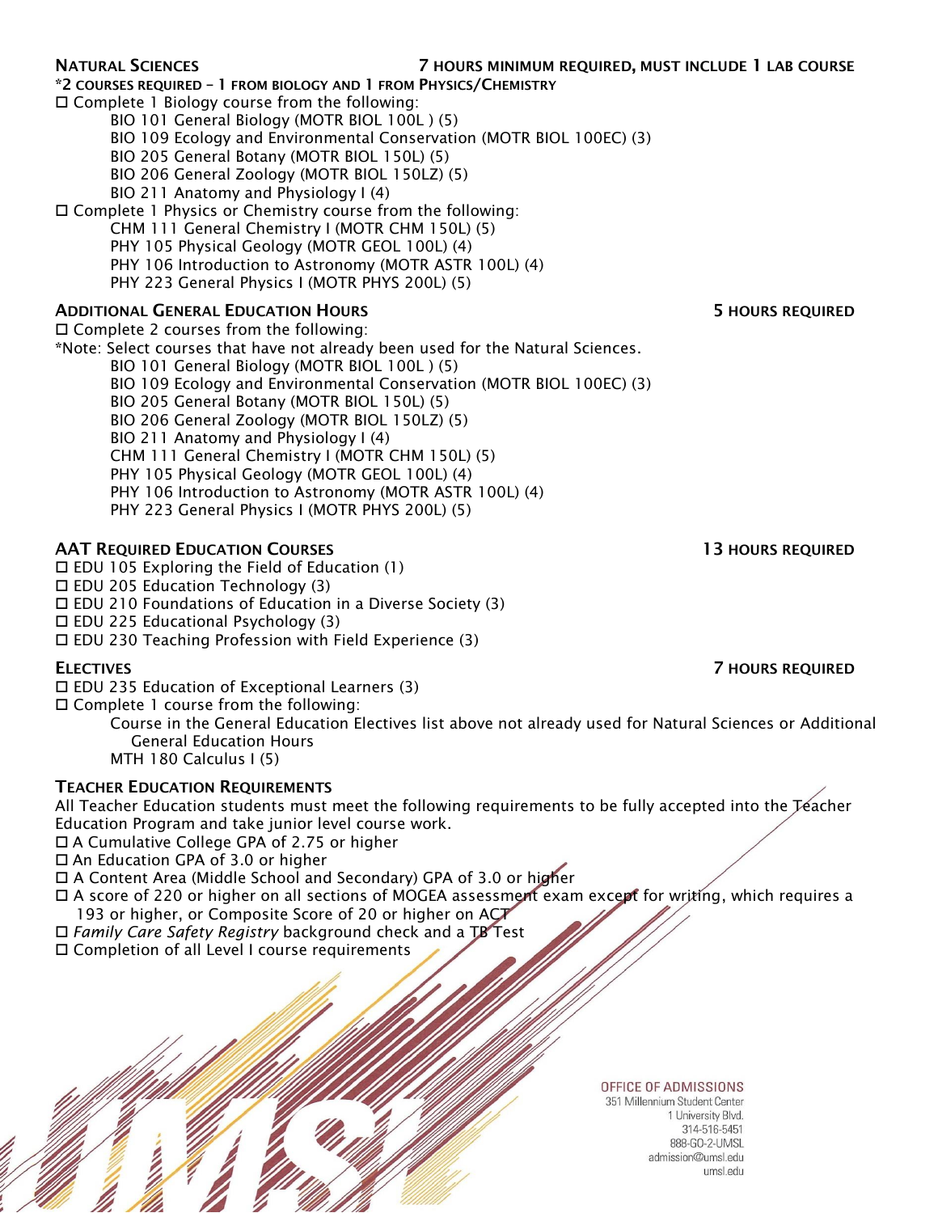## NATURAL SCIENCES — 7 HOURS MINIMUM REQUIRED, MUST INCLUDE 1 LAB COURSE

**\*2 COURSES REQUIRED – 1 FROM BIOLOGY AND 1 FROM PHYSICS/CHEMISTRY**

- ☐ Complete 1 Biology course from the following:
  - BIO 101 General Biology (MOTR BIOL 100L ) (5)
  - BIO 109 Ecology and Environmental Conservation (MOTR BIOL 100EC) (3)
  - BIO 205 General Botany (MOTR BIOL 150L) (5)
  - BIO 206 General Zoology (MOTR BIOL 150LZ) (5)
  - BIO 211 Anatomy and Physiology I (4)
- ☐ Complete 1 Physics or Chemistry course from the following:
  - CHM 111 General Chemistry I (MOTR CHM 150L) (5)
  - PHY 105 Physical Geology (MOTR GEOL 100L) (4)
  - PHY 106 Introduction to Astronomy (MOTR ASTR 100L) (4)
  - PHY 223 General Physics I (MOTR PHYS 200L) (5)

## ADDITIONAL GENERAL EDUCATION HOURS — 5 HOURS REQUIRED

☐ Complete 2 courses from the following:

*Note: Select courses that have not already been used for the Natural Sciences.

- BIO 101 General Biology (MOTR BIOL 100L ) (5)
- BIO 109 Ecology and Environmental Conservation (MOTR BIOL 100EC) (3)
- BIO 205 General Botany (MOTR BIOL 150L) (5)
- BIO 206 General Zoology (MOTR BIOL 150LZ) (5)
- BIO 211 Anatomy and Physiology I (4)
- CHM 111 General Chemistry I (MOTR CHM 150L) (5)
- PHY 105 Physical Geology (MOTR GEOL 100L) (4)
- PHY 106 Introduction to Astronomy (MOTR ASTR 100L) (4)
- PHY 223 General Physics I (MOTR PHYS 200L) (5)

## AAT REQUIRED EDUCATION COURSES — 13 HOURS REQUIRED

- ☐ EDU 105 Exploring the Field of Education (1)
- ☐ EDU 205 Education Technology (3)
- ☐ EDU 210 Foundations of Education in a Diverse Society (3)
- ☐ EDU 225 Educational Psychology (3)
- ☐ EDU 230 Teaching Profession with Field Experience (3)

## ELECTIVES — 7 HOURS REQUIRED

- ☐ EDU 235 Education of Exceptional Learners (3)
- ☐ Complete 1 course from the following:
  - Course in the General Education Electives list above not already used for Natural Sciences or Additional General Education Hours
  - MTH 180 Calculus I (5)

## TEACHER EDUCATION REQUIREMENTS

All Teacher Education students must meet the following requirements to be fully accepted into the Teacher Education Program and take junior level course work.

- ☐ A Cumulative College GPA of 2.75 or higher
- ☐ An Education GPA of 3.0 or higher
- ☐ A Content Area (Middle School and Secondary) GPA of 3.0 or higher
- ☐ A score of 220 or higher on all sections of MOGEA assessment exam except for writing, which requires a 193 or higher, or Composite Score of 20 or higher on ACT
- ☐ *Family Care Safety Registry* background check and a TB Test
- ☐ Completion of all Level I course requirements

OFFICE OF ADMISSIONS
351 Millennium Student Center
1 University Blvd.
314-516-5451
888-GO-2-UMSL
admission@umsl.edu
umsl.edu